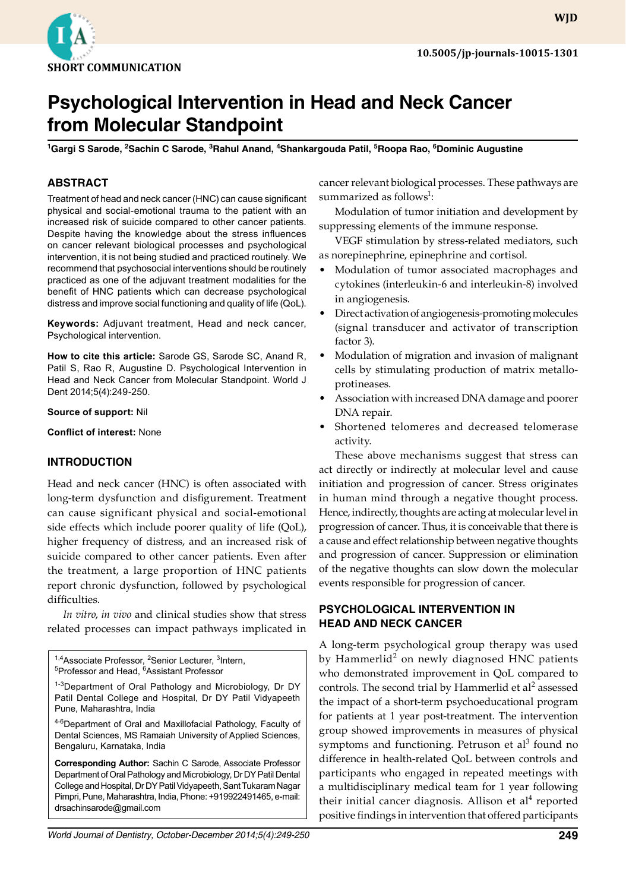SHORT COMMUNICATION

# Psychological Intervention in Head and Neck Cancer from Molecular Standpoint

[1]Gargi S Sarode, [2]Sachin C Sarode, [3]Rahul Anand, [4]Shankargouda Patil, [5]Roopa Rao, [6]Dominic Augustine

## ABSTRACT

Treatment of head and neck cancer (HNC) can cause significant physical and social-emotional trauma to the patient with an increased risk of suicide compared to other cancer patients. Despite having the knowledge about the stress influences on cancer relevant biological processes and psychological intervention, it is not being studied and practiced routinely. We recommend that psychosocial interventions should be routinely practiced as one of the adjuvant treatment modalities for the benefit of HNC patients which can decrease psychological distress and improve social functioning and quality of life (QoL).

**Keywords:** Adjuvant treatment, Head and neck cancer, Psychological intervention.

**How to cite this article:** Sarode GS, Sarode SC, Anand R, Patil S, Rao R, Augustine D. Psychological Intervention in Head and Neck Cancer from Molecular Standpoint. World J Dent 2014;5(4):249-250.

**Source of support:** Nil

**Conflict of interest:** None

## INTRODUCTION

Head and neck cancer (HNC) is often associated with long-term dysfunction and disfigurement. Treatment can cause significant physical and social-emotional side effects which include poorer quality of life (QoL), higher frequency of distress, and an increased risk of suicide compared to other cancer patients. Even after the treatment, a large proportion of HNC patients report chronic dysfunction, followed by psychological difficulties.

*In vitro*, *in vivo* and clinical studies show that stress related processes can impact pathways implicated in cancer relevant biological processes. These pathways are summarized as follows[1]:

Modulation of tumor initiation and development by suppressing elements of the immune response.

VEGF stimulation by stress-related mediators, such as norepinephrine, epinephrine and cortisol.

- Modulation of tumor associated macrophages and cytokines (interleukin-6 and interleukin-8) involved in angiogenesis.
- Direct activation of angiogenesis-promoting molecules (signal transducer and activator of transcription factor 3).
- Modulation of migration and invasion of malignant cells by stimulating production of matrix metalloproteinases.
- Association with increased DNA damage and poorer DNA repair.
- Shortened telomeres and decreased telomerase activity.

These above mechanisms suggest that stress can act directly or indirectly at molecular level and cause initiation and progression of cancer. Stress originates in human mind through a negative thought process. Hence, indirectly, thoughts are acting at molecular level in progression of cancer. Thus, it is conceivable that there is a cause and effect relationship between negative thoughts and progression of cancer. Suppression or elimination of the negative thoughts can slow down the molecular events responsible for progression of cancer.

## PSYCHOLOGICAL INTERVENTION IN HEAD AND NECK CANCER

A long-term psychological group therapy was used by Hammerlid[2] on newly diagnosed HNC patients who demonstrated improvement in QoL compared to controls. The second trial by Hammerlid et al[2] assessed the impact of a short-term psychoeducational program for patients at 1 year post-treatment. The intervention group showed improvements in measures of physical symptoms and functioning. Petruson et al[3] found no difference in health-related QoL between controls and participants who engaged in repeated meetings with a multidisciplinary medical team for 1 year following their initial cancer diagnosis. Allison et al[4] reported positive findings in intervention that offered participants

---

[1,4]Associate Professor, [2]Senior Lecturer, [3]Intern, [5]Professor and Head, [6]Assistant Professor

[1-3]Department of Oral Pathology and Microbiology, Dr DY Patil Dental College and Hospital, Dr DY Patil Vidyapeeth Pune, Maharashtra, India

[4-6]Department of Oral and Maxillofacial Pathology, Faculty of Dental Sciences, MS Ramaiah University of Applied Sciences, Bengaluru, Karnataka, India

**Corresponding Author:** Sachin C Sarode, Associate Professor Department of Oral Pathology and Microbiology, Dr DY Patil Dental College and Hospital, Dr DY Patil Vidyapeeth, Sant Tukaram Nagar Pimpri, Pune, Maharashtra, India, Phone: +919922491465, e-mail: drsachinsarode@gmail.com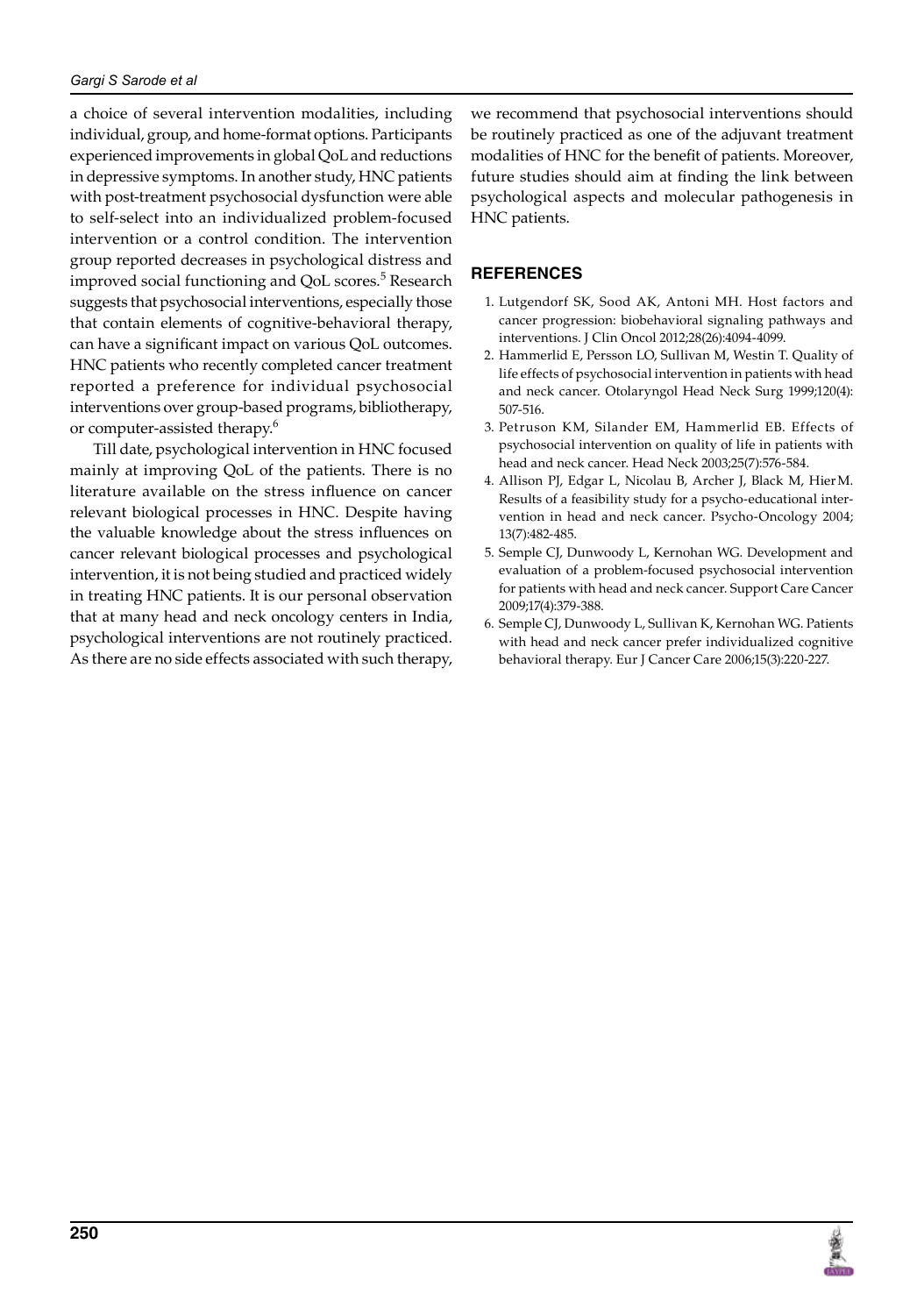a choice of several intervention modalities, including individual, group, and home-format options. Participants experienced improvements in global QoL and reductions in depressive symptoms. In another study, HNC patients with post-treatment psychosocial dysfunction were able to self-select into an individualized problem-focused intervention or a control condition. The intervention group reported decreases in psychological distress and improved social functioning and QoL scores.[5] Research suggests that psychosocial interventions, especially those that contain elements of cognitive-behavioral therapy, can have a significant impact on various QoL outcomes. HNC patients who recently completed cancer treatment reported a preference for individual psychosocial interventions over group-based programs, bibliotherapy, or computer-assisted therapy.[6]

Till date, psychological intervention in HNC focused mainly at improving QoL of the patients. There is no literature available on the stress influence on cancer relevant biological processes in HNC. Despite having the valuable knowledge about the stress influences on cancer relevant biological processes and psychological intervention, it is not being studied and practiced widely in treating HNC patients. It is our personal observation that at many head and neck oncology centers in India, psychological interventions are not routinely practiced. As there are no side effects associated with such therapy, we recommend that psychosocial interventions should be routinely practiced as one of the adjuvant treatment modalities of HNC for the benefit of patients. Moreover, future studies should aim at finding the link between psychological aspects and molecular pathogenesis in HNC patients.

## REFERENCES

1. Lutgendorf SK, Sood AK, Antoni MH. Host factors and cancer progression: biobehavioral signaling pathways and interventions. J Clin Oncol 2012;28(26):4094-4099.
2. Hammerlid E, Persson LO, Sullivan M, Westin T. Quality of life effects of psychosocial intervention in patients with head and neck cancer. Otolaryngol Head Neck Surg 1999;120(4): 507-516.
3. Petruson KM, Silander EM, Hammerlid EB. Effects of psychosocial intervention on quality of life in patients with head and neck cancer. Head Neck 2003;25(7):576-584.
4. Allison PJ, Edgar L, Nicolau B, Archer J, Black M, Hier M. Results of a feasibility study for a psycho-educational intervention in head and neck cancer. Psycho-Oncology 2004; 13(7):482-485.
5. Semple CJ, Dunwoody L, Kernohan WG. Development and evaluation of a problem-focused psychosocial intervention for patients with head and neck cancer. Support Care Cancer 2009;17(4):379-388.
6. Semple CJ, Dunwoody L, Sullivan K, Kernohan WG. Patients with head and neck cancer prefer individualized cognitive behavioral therapy. Eur J Cancer Care 2006;15(3):220-227.